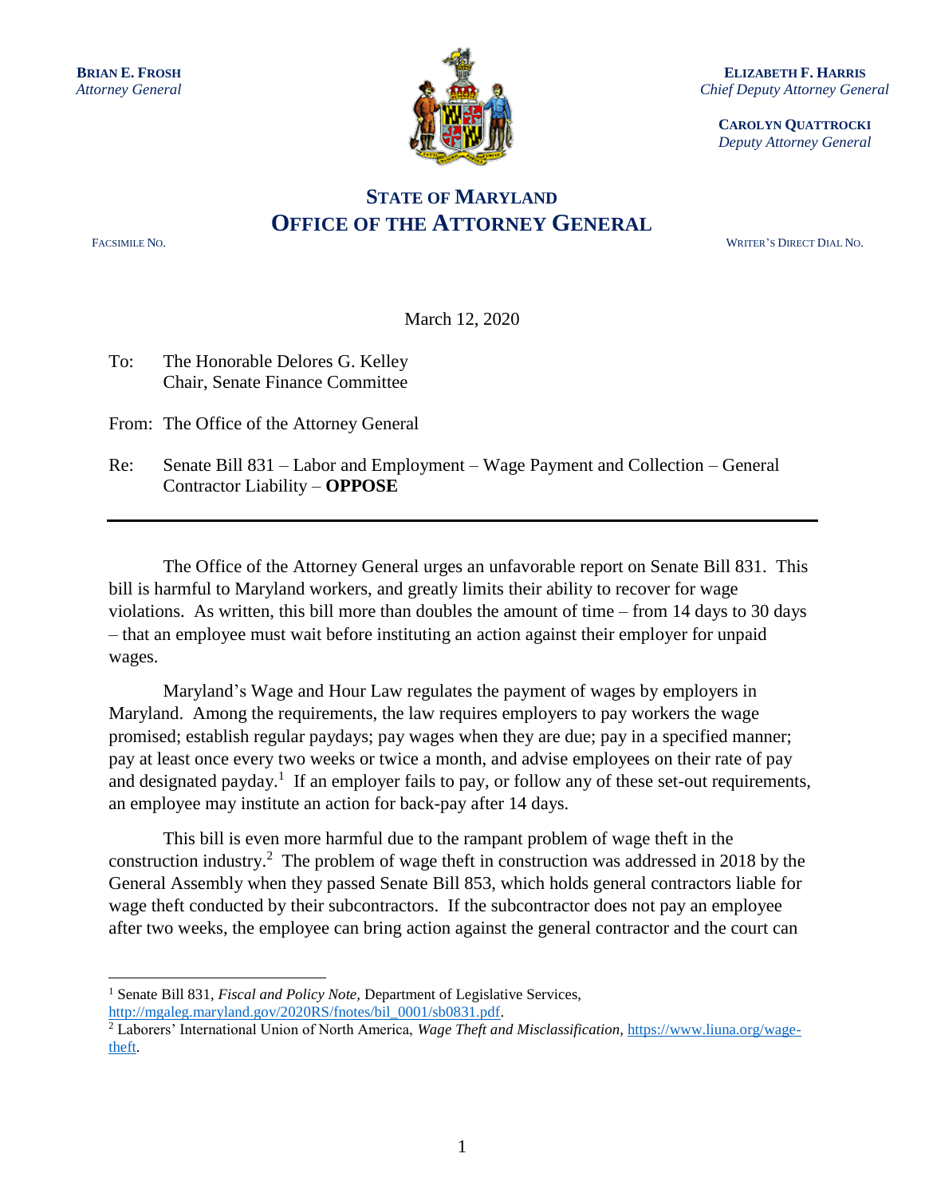**BRIAN E. FROSH**
*Attorney General*

**ELIZABETH F. HARRIS**
*Chief Deputy Attorney General*

**CAROLYN QUATTROCKI**
*Deputy Attorney General*

# STATE OF MARYLAND
# OFFICE OF THE ATTORNEY GENERAL

FACSIMILE NO. WRITER'S DIRECT DIAL NO.

March 12, 2020

To: The Honorable Delores G. Kelley
Chair, Senate Finance Committee

From: The Office of the Attorney General

Re: Senate Bill 831 – Labor and Employment – Wage Payment and Collection – General Contractor Liability – **OPPOSE**

---

The Office of the Attorney General urges an unfavorable report on Senate Bill 831. This bill is harmful to Maryland workers, and greatly limits their ability to recover for wage violations. As written, this bill more than doubles the amount of time – from 14 days to 30 days – that an employee must wait before instituting an action against their employer for unpaid wages.

Maryland's Wage and Hour Law regulates the payment of wages by employers in Maryland. Among the requirements, the law requires employers to pay workers the wage promised; establish regular paydays; pay wages when they are due; pay in a specified manner; pay at least once every two weeks or twice a month, and advise employees on their rate of pay and designated payday.[1] If an employer fails to pay, or follow any of these set-out requirements, an employee may institute an action for back-pay after 14 days.

This bill is even more harmful due to the rampant problem of wage theft in the construction industry.[2] The problem of wage theft in construction was addressed in 2018 by the General Assembly when they passed Senate Bill 853, which holds general contractors liable for wage theft conducted by their subcontractors. If the subcontractor does not pay an employee after two weeks, the employee can bring action against the general contractor and the court can

---

[1] Senate Bill 831, *Fiscal and Policy Note,* Department of Legislative Services, http://mgaleg.maryland.gov/2020RS/fnotes/bil_0001/sb0831.pdf.

[2] Laborers' International Union of North America, *Wage Theft and Misclassification,* https://www.liuna.org/wage-theft.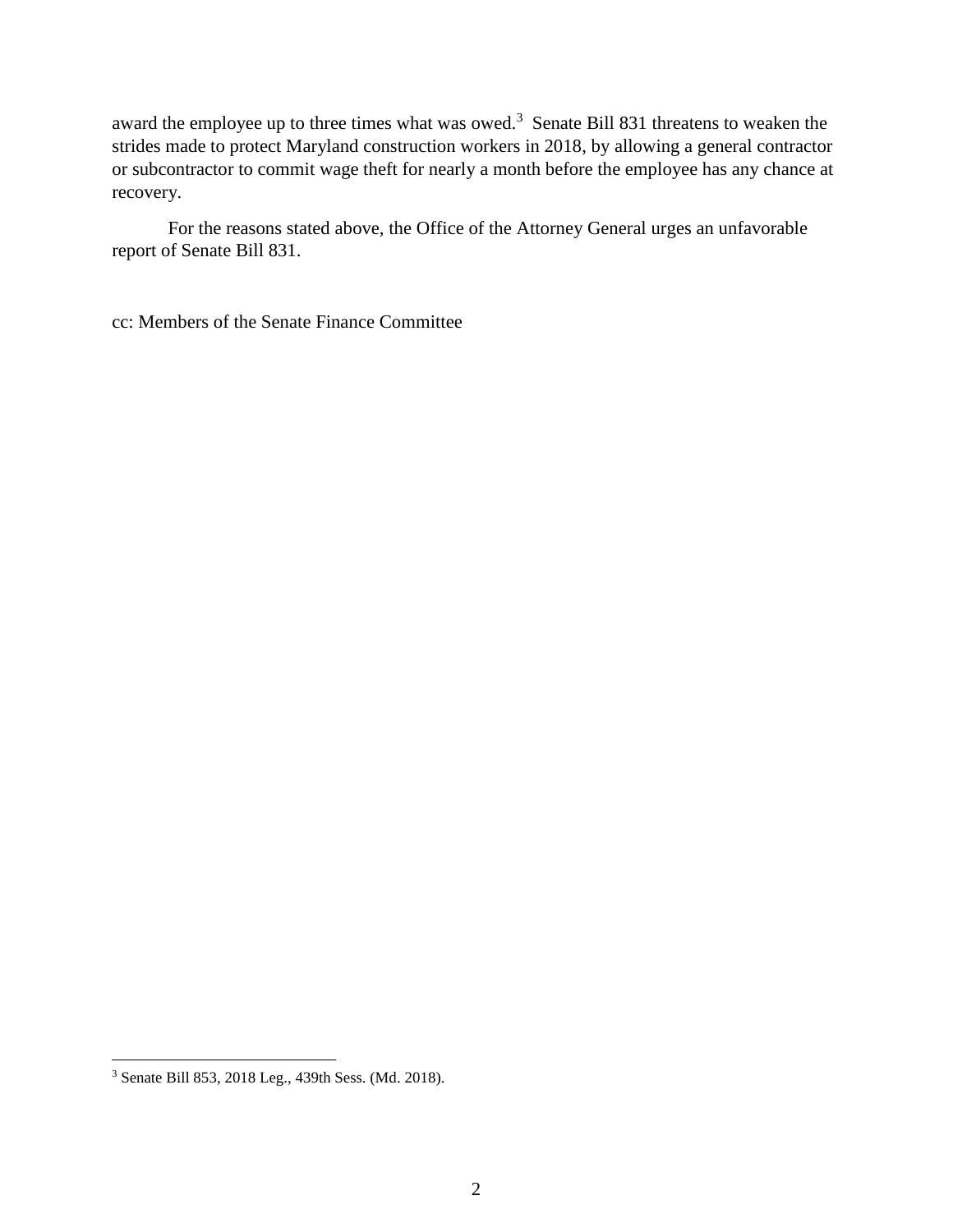award the employee up to three times what was owed.[3] Senate Bill 831 threatens to weaken the strides made to protect Maryland construction workers in 2018, by allowing a general contractor or subcontractor to commit wage theft for nearly a month before the employee has any chance at recovery.

For the reasons stated above, the Office of the Attorney General urges an unfavorable report of Senate Bill 831.

cc: Members of the Senate Finance Committee

[3] Senate Bill 853, 2018 Leg., 439th Sess. (Md. 2018).